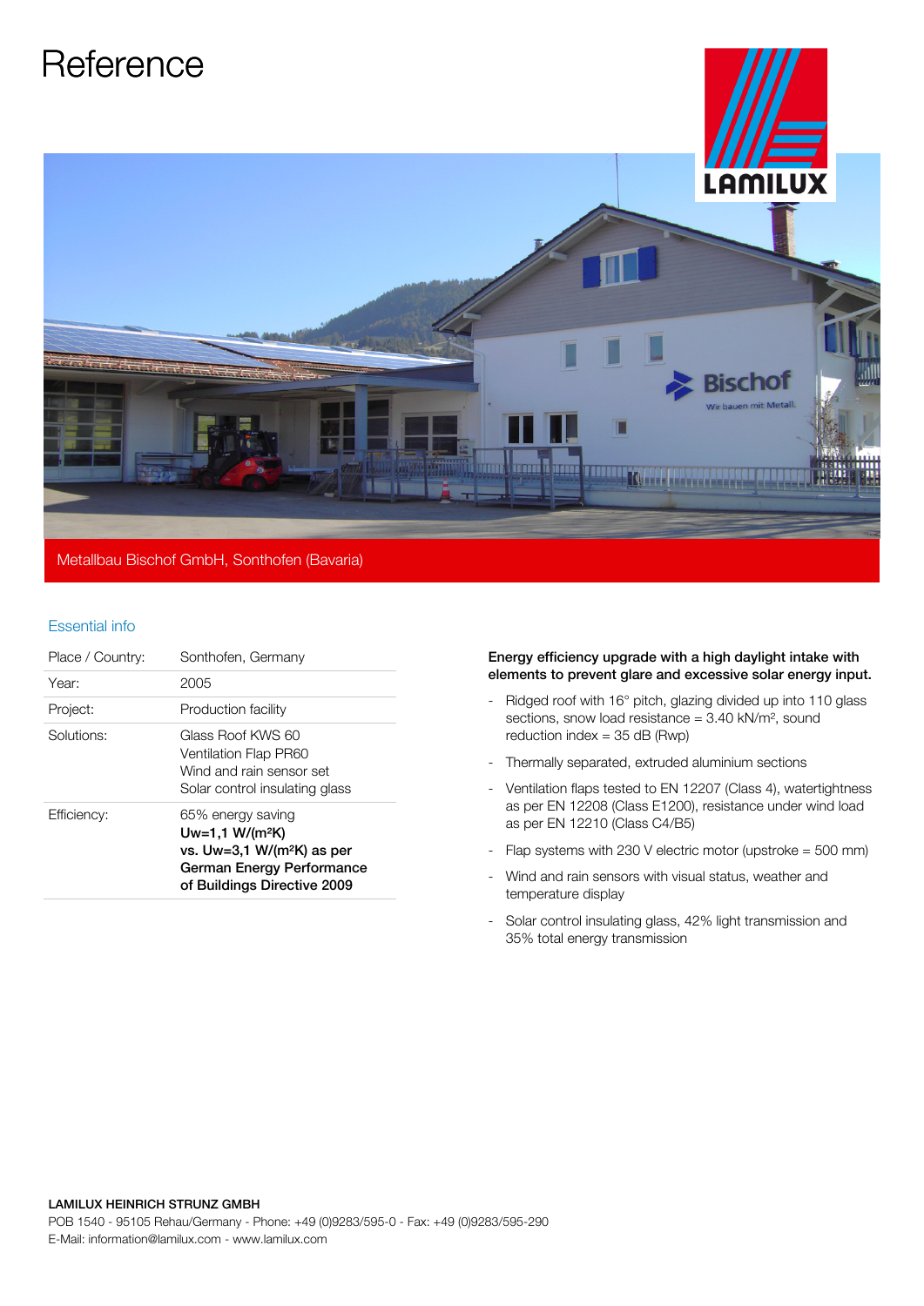# Reference

Metallbau Bischof GmbH, Sonthofen (Bavaria)

## Essential info

| | |
|---|---|
| Place / Country: | Sonthofen, Germany |
| Year: | 2005 |
| Project: | Production facility |
| Solutions: | Glass Roof KWS 60<br>Ventilation Flap PR60<br>Wind and rain sensor set<br>Solar control insulating glass |
| Efficiency: | 65% energy saving<br>**Uw=1,1 W/(m²K)<br>vs. Uw=3,1 W/(m²K) as per German Energy Performance of Buildings Directive 2009** |

**Energy efficiency upgrade with a high daylight intake with elements to prevent glare and excessive solar energy input.**

- Ridged roof with 16° pitch, glazing divided up into 110 glass sections, snow load resistance = 3.40 kN/m², sound reduction index = 35 dB (Rwp)
- Thermally separated, extruded aluminium sections
- Ventilation flaps tested to EN 12207 (Class 4), watertightness as per EN 12208 (Class E1200), resistance under wind load as per EN 12210 (Class C4/B5)
- Flap systems with 230 V electric motor (upstroke = 500 mm)
- Wind and rain sensors with visual status, weather and temperature display
- Solar control insulating glass, 42% light transmission and 35% total energy transmission

**LAMILUX HEINRICH STRUNZ GMBH**
POB 1540 - 95105 Rehau/Germany - Phone: +49 (0)9283/595-0 - Fax: +49 (0)9283/595-290
E-Mail: information@lamilux.com - www.lamilux.com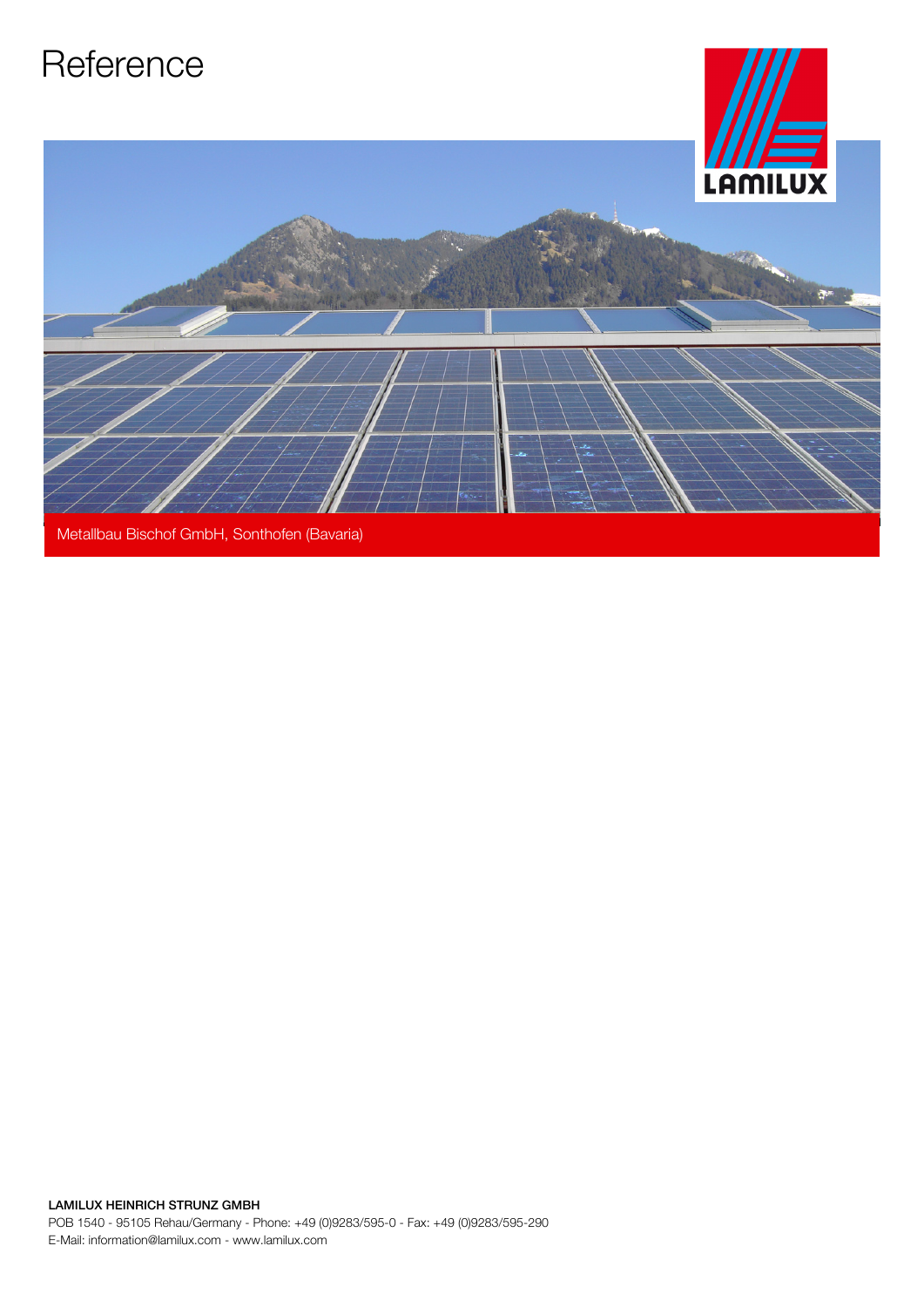# Reference

Metallbau Bischof GmbH, Sonthofen (Bavaria)

**LAMILUX HEINRICH STRUNZ GMBH**

POB 1540 - 95105 Rehau/Germany - Phone: +49 (0)9283/595-0 - Fax: +49 (0)9283/595-290

E-Mail: information@lamilux.com - www.lamilux.com